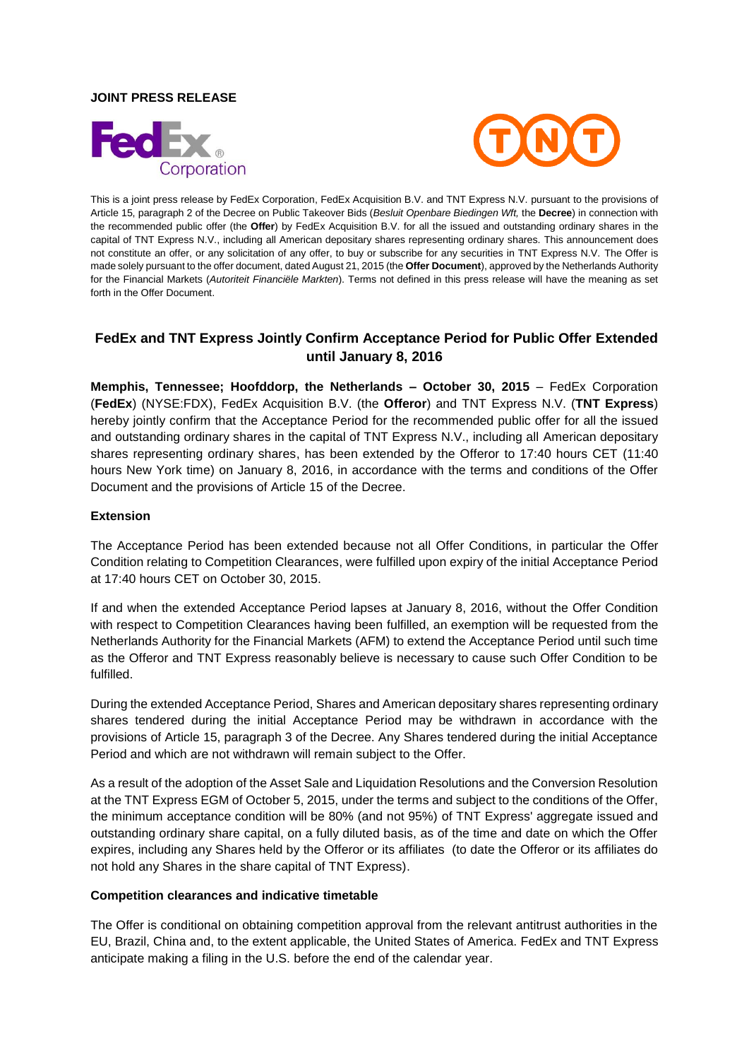**JOINT PRESS RELEASE**

This is a joint press release by FedEx Corporation, FedEx Acquisition B.V. and TNT Express N.V. pursuant to the provisions of Article 15, paragraph 2 of the Decree on Public Takeover Bids (*Besluit Openbare Biedingen Wft,* the **Decree**) in connection with the recommended public offer (the **Offer**) by FedEx Acquisition B.V. for all the issued and outstanding ordinary shares in the capital of TNT Express N.V., including all American depositary shares representing ordinary shares. This announcement does not constitute an offer, or any solicitation of any offer, to buy or subscribe for any securities in TNT Express N.V. The Offer is made solely pursuant to the offer document, dated August 21, 2015 (the **Offer Document**), approved by the Netherlands Authority for the Financial Markets (*Autoriteit Financiële Markten*). Terms not defined in this press release will have the meaning as set forth in the Offer Document.

# FedEx and TNT Express Jointly Confirm Acceptance Period for Public Offer Extended until January 8, 2016

**Memphis, Tennessee; Hoofddorp, the Netherlands – October 30, 2015** – FedEx Corporation (**FedEx**) (NYSE:FDX), FedEx Acquisition B.V. (the **Offeror**) and TNT Express N.V. (**TNT Express**) hereby jointly confirm that the Acceptance Period for the recommended public offer for all the issued and outstanding ordinary shares in the capital of TNT Express N.V., including all American depositary shares representing ordinary shares, has been extended by the Offeror to 17:40 hours CET (11:40 hours New York time) on January 8, 2016, in accordance with the terms and conditions of the Offer Document and the provisions of Article 15 of the Decree.

## Extension

The Acceptance Period has been extended because not all Offer Conditions, in particular the Offer Condition relating to Competition Clearances, were fulfilled upon expiry of the initial Acceptance Period at 17:40 hours CET on October 30, 2015.

If and when the extended Acceptance Period lapses at January 8, 2016, without the Offer Condition with respect to Competition Clearances having been fulfilled, an exemption will be requested from the Netherlands Authority for the Financial Markets (AFM) to extend the Acceptance Period until such time as the Offeror and TNT Express reasonably believe is necessary to cause such Offer Condition to be fulfilled.

During the extended Acceptance Period, Shares and American depositary shares representing ordinary shares tendered during the initial Acceptance Period may be withdrawn in accordance with the provisions of Article 15, paragraph 3 of the Decree. Any Shares tendered during the initial Acceptance Period and which are not withdrawn will remain subject to the Offer.

As a result of the adoption of the Asset Sale and Liquidation Resolutions and the Conversion Resolution at the TNT Express EGM of October 5, 2015, under the terms and subject to the conditions of the Offer, the minimum acceptance condition will be 80% (and not 95%) of TNT Express' aggregate issued and outstanding ordinary share capital, on a fully diluted basis, as of the time and date on which the Offer expires, including any Shares held by the Offeror or its affiliates (to date the Offeror or its affiliates do not hold any Shares in the share capital of TNT Express).

## Competition clearances and indicative timetable

The Offer is conditional on obtaining competition approval from the relevant antitrust authorities in the EU, Brazil, China and, to the extent applicable, the United States of America. FedEx and TNT Express anticipate making a filing in the U.S. before the end of the calendar year.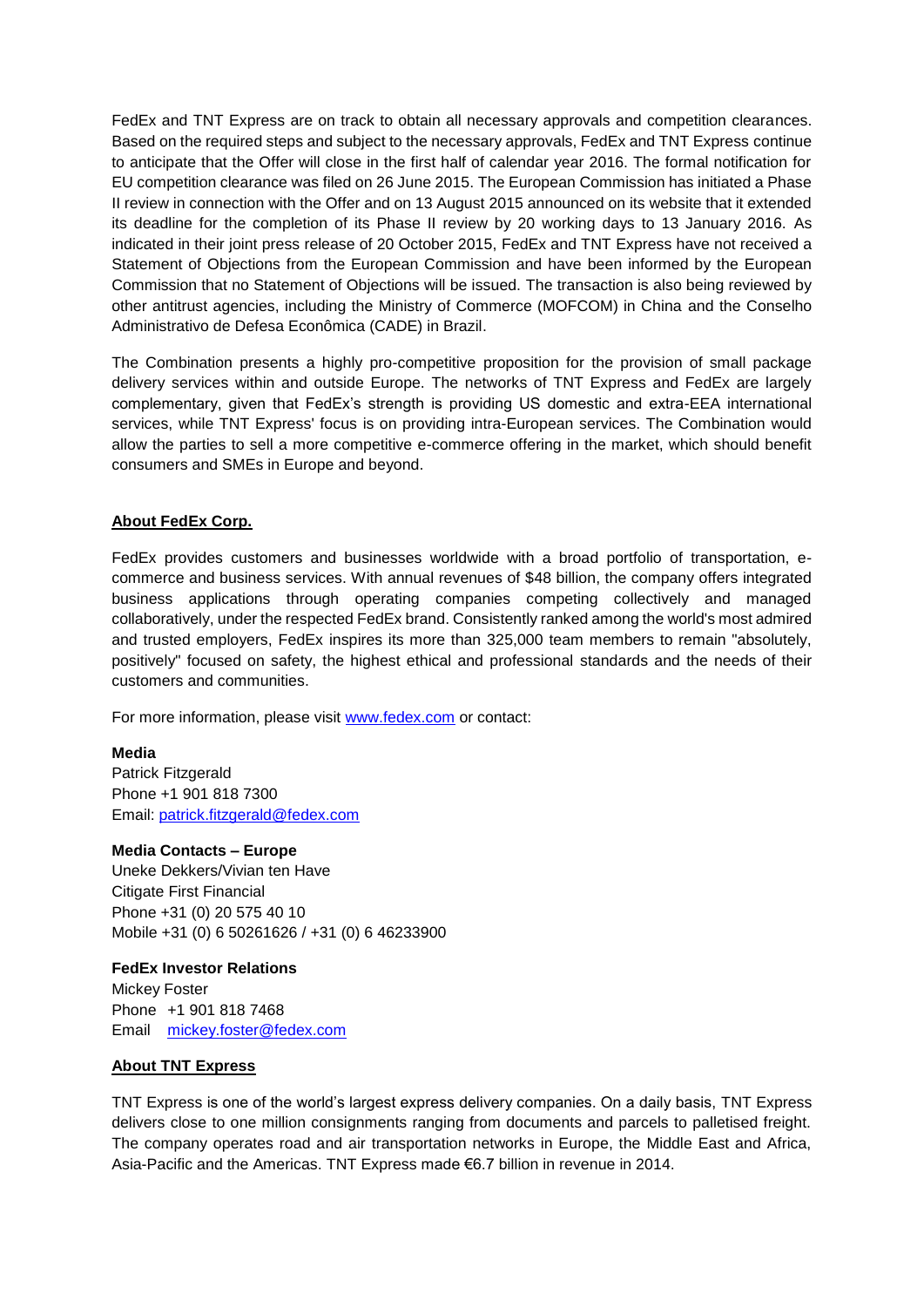FedEx and TNT Express are on track to obtain all necessary approvals and competition clearances. Based on the required steps and subject to the necessary approvals, FedEx and TNT Express continue to anticipate that the Offer will close in the first half of calendar year 2016. The formal notification for EU competition clearance was filed on 26 June 2015. The European Commission has initiated a Phase II review in connection with the Offer and on 13 August 2015 announced on its website that it extended its deadline for the completion of its Phase II review by 20 working days to 13 January 2016. As indicated in their joint press release of 20 October 2015, FedEx and TNT Express have not received a Statement of Objections from the European Commission and have been informed by the European Commission that no Statement of Objections will be issued. The transaction is also being reviewed by other antitrust agencies, including the Ministry of Commerce (MOFCOM) in China and the Conselho Administrativo de Defesa Econômica (CADE) in Brazil.

The Combination presents a highly pro-competitive proposition for the provision of small package delivery services within and outside Europe. The networks of TNT Express and FedEx are largely complementary, given that FedEx's strength is providing US domestic and extra-EEA international services, while TNT Express' focus is on providing intra-European services. The Combination would allow the parties to sell a more competitive e-commerce offering in the market, which should benefit consumers and SMEs in Europe and beyond.

## About FedEx Corp.

FedEx provides customers and businesses worldwide with a broad portfolio of transportation, e-commerce and business services. With annual revenues of $48 billion, the company offers integrated business applications through operating companies competing collectively and managed collaboratively, under the respected FedEx brand. Consistently ranked among the world's most admired and trusted employers, FedEx inspires its more than 325,000 team members to remain "absolutely, positively" focused on safety, the highest ethical and professional standards and the needs of their customers and communities.

For more information, please visit www.fedex.com or contact:

**Media**
Patrick Fitzgerald
Phone +1 901 818 7300
Email: patrick.fitzgerald@fedex.com

**Media Contacts – Europe**
Uneke Dekkers/Vivian ten Have
Citigate First Financial
Phone +31 (0) 20 575 40 10
Mobile +31 (0) 6 50261626 / +31 (0) 6 46233900

**FedEx Investor Relations**
Mickey Foster
Phone +1 901 818 7468
Email mickey.foster@fedex.com

## About TNT Express

TNT Express is one of the world's largest express delivery companies. On a daily basis, TNT Express delivers close to one million consignments ranging from documents and parcels to palletised freight. The company operates road and air transportation networks in Europe, the Middle East and Africa, Asia-Pacific and the Americas. TNT Express made €6.7 billion in revenue in 2014.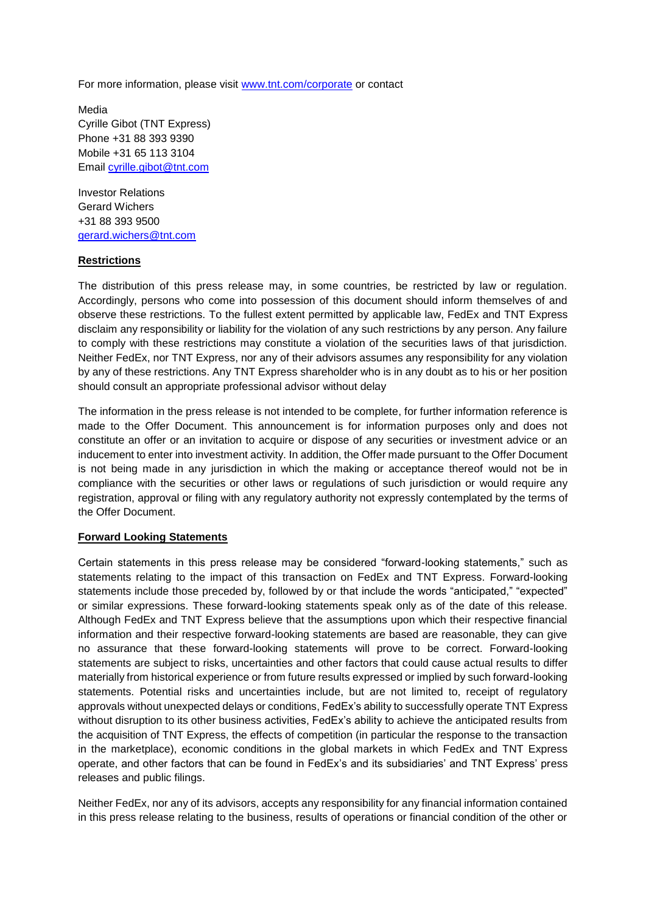For more information, please visit [www.tnt.com/corporate](http://www.tnt.com/corporate) or contact

Media
Cyrille Gibot (TNT Express)
Phone +31 88 393 9390
Mobile +31 65 113 3104
Email [cyrille.gibot@tnt.com](mailto:cyrille.gibot@tnt.com)

Investor Relations
Gerard Wichers
+31 88 393 9500
[gerard.wichers@tnt.com](mailto:gerard.wichers@tnt.com)

**Restrictions**

The distribution of this press release may, in some countries, be restricted by law or regulation. Accordingly, persons who come into possession of this document should inform themselves of and observe these restrictions. To the fullest extent permitted by applicable law, FedEx and TNT Express disclaim any responsibility or liability for the violation of any such restrictions by any person. Any failure to comply with these restrictions may constitute a violation of the securities laws of that jurisdiction. Neither FedEx, nor TNT Express, nor any of their advisors assumes any responsibility for any violation by any of these restrictions. Any TNT Express shareholder who is in any doubt as to his or her position should consult an appropriate professional advisor without delay

The information in the press release is not intended to be complete, for further information reference is made to the Offer Document. This announcement is for information purposes only and does not constitute an offer or an invitation to acquire or dispose of any securities or investment advice or an inducement to enter into investment activity. In addition, the Offer made pursuant to the Offer Document is not being made in any jurisdiction in which the making or acceptance thereof would not be in compliance with the securities or other laws or regulations of such jurisdiction or would require any registration, approval or filing with any regulatory authority not expressly contemplated by the terms of the Offer Document.

**Forward Looking Statements**

Certain statements in this press release may be considered "forward-looking statements," such as statements relating to the impact of this transaction on FedEx and TNT Express. Forward-looking statements include those preceded by, followed by or that include the words "anticipated," "expected" or similar expressions. These forward-looking statements speak only as of the date of this release. Although FedEx and TNT Express believe that the assumptions upon which their respective financial information and their respective forward-looking statements are based are reasonable, they can give no assurance that these forward-looking statements will prove to be correct. Forward-looking statements are subject to risks, uncertainties and other factors that could cause actual results to differ materially from historical experience or from future results expressed or implied by such forward-looking statements. Potential risks and uncertainties include, but are not limited to, receipt of regulatory approvals without unexpected delays or conditions, FedEx's ability to successfully operate TNT Express without disruption to its other business activities, FedEx's ability to achieve the anticipated results from the acquisition of TNT Express, the effects of competition (in particular the response to the transaction in the marketplace), economic conditions in the global markets in which FedEx and TNT Express operate, and other factors that can be found in FedEx's and its subsidiaries' and TNT Express' press releases and public filings.

Neither FedEx, nor any of its advisors, accepts any responsibility for any financial information contained in this press release relating to the business, results of operations or financial condition of the other or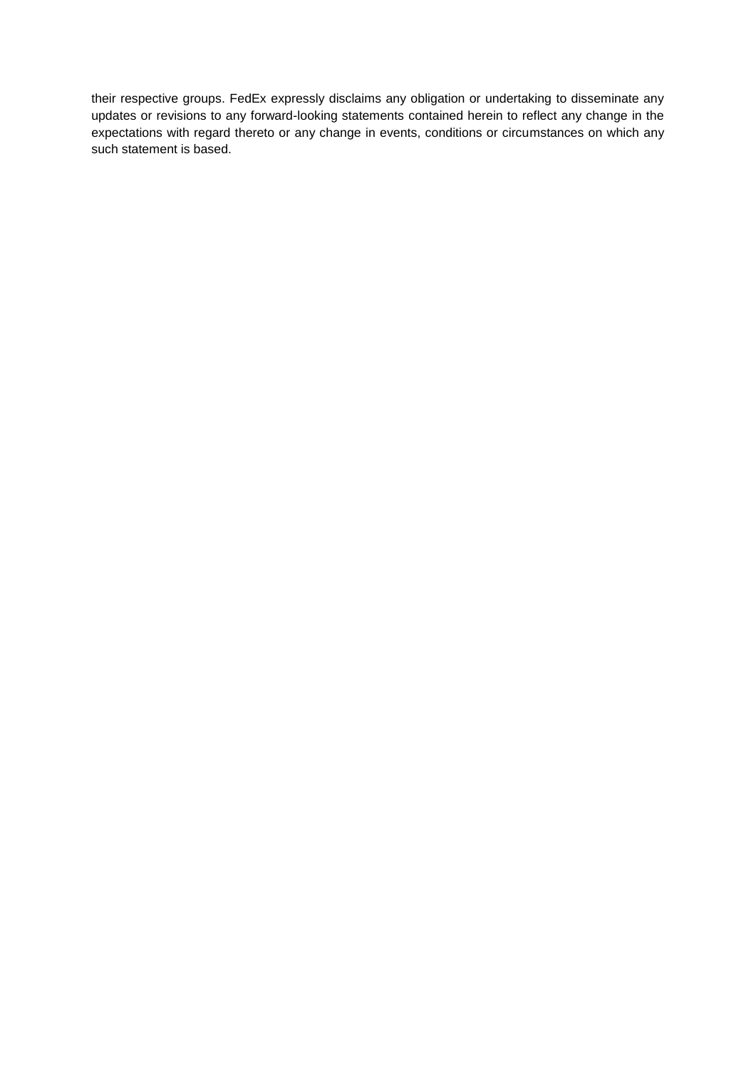their respective groups. FedEx expressly disclaims any obligation or undertaking to disseminate any updates or revisions to any forward-looking statements contained herein to reflect any change in the expectations with regard thereto or any change in events, conditions or circumstances on which any such statement is based.